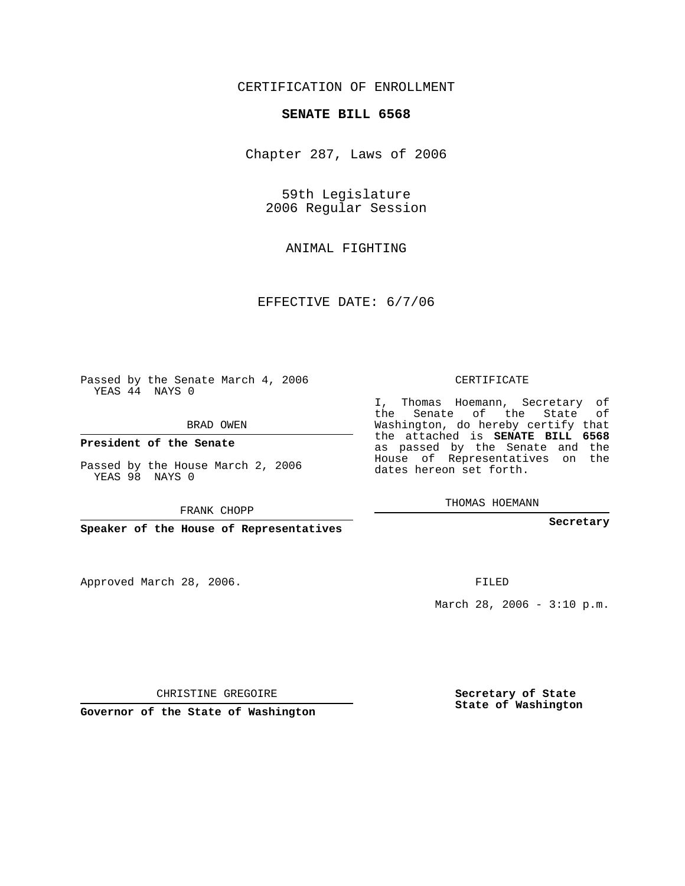CERTIFICATION OF ENROLLMENT

**SENATE BILL 6568**

Chapter 287, Laws of 2006

59th Legislature
2006 Regular Session

ANIMAL FIGHTING

EFFECTIVE DATE: 6/7/06

Passed by the Senate March 4, 2006
YEAS 44 NAYS 0

BRAD OWEN

**President of the Senate**

Passed by the House March 2, 2006
YEAS 98 NAYS 0

FRANK CHOPP

**Speaker of the House of Representatives**

CERTIFICATE

I, Thomas Hoemann, Secretary of the Senate of the State of Washington, do hereby certify that the attached is **SENATE BILL 6568** as passed by the Senate and the House of Representatives on the dates hereon set forth.

THOMAS HOEMANN

**Secretary**

Approved March 28, 2006.

FILED

March 28, 2006 - 3:10 p.m.

CHRISTINE GREGOIRE

**Governor of the State of Washington**

**Secretary of State**
**State of Washington**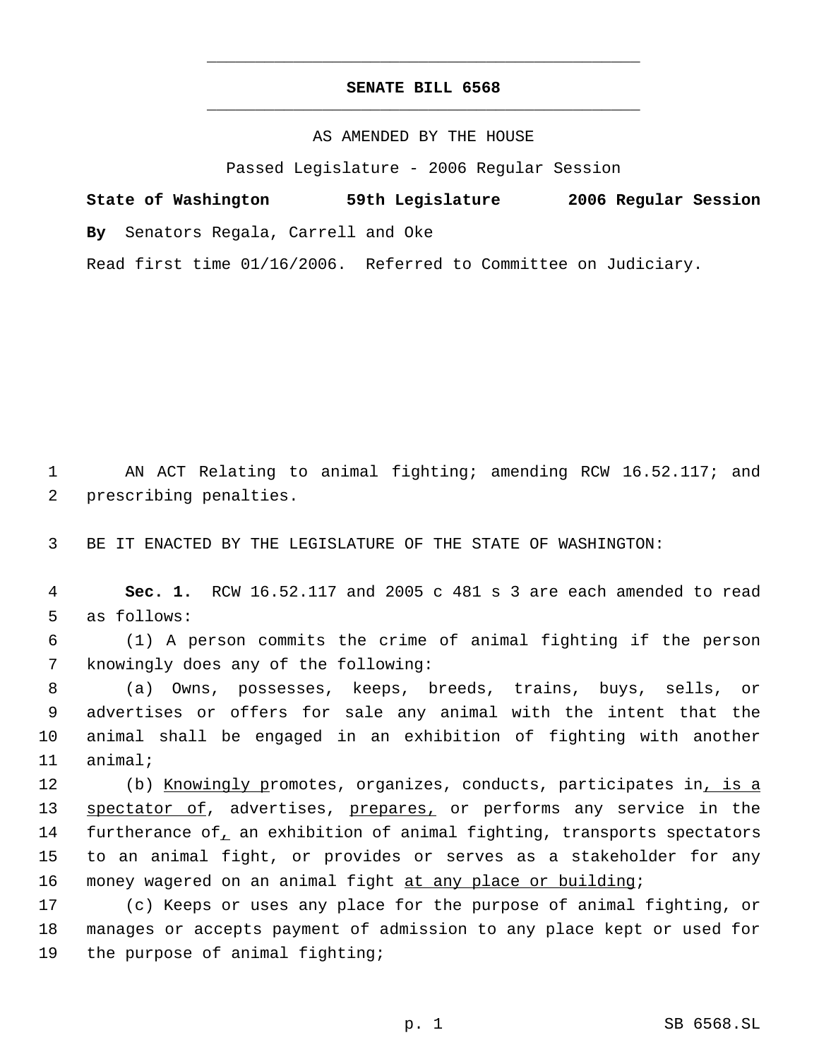# SENATE BILL 6568

AS AMENDED BY THE HOUSE

Passed Legislature - 2006 Regular Session

**State of Washington 59th Legislature 2006 Regular Session**

**By** Senators Regala, Carrell and Oke

Read first time 01/16/2006. Referred to Committee on Judiciary.

1 AN ACT Relating to animal fighting; amending RCW 16.52.117; and
2 prescribing penalties.

3 BE IT ENACTED BY THE LEGISLATURE OF THE STATE OF WASHINGTON:

4 **Sec. 1.** RCW 16.52.117 and 2005 c 481 s 3 are each amended to read
5 as follows:

6 (1) A person commits the crime of animal fighting if the person
7 knowingly does any of the following:

8 (a) Owns, possesses, keeps, breeds, trains, buys, sells, or
9 advertises or offers for sale any animal with the intent that the
10 animal shall be engaged in an exhibition of fighting with another
11 animal;

12 (b) <u>Knowingly p</u>romotes, organizes, conducts, participates in<u>, is a</u>
13 <u>spectator of</u>, advertises, <u>prepares,</u> or performs any service in the
14 furtherance of<u>,</u> an exhibition of animal fighting, transports spectators
15 to an animal fight, or provides or serves as a stakeholder for any
16 money wagered on an animal fight <u>at any place or building</u>;

17 (c) Keeps or uses any place for the purpose of animal fighting, or
18 manages or accepts payment of admission to any place kept or used for
19 the purpose of animal fighting;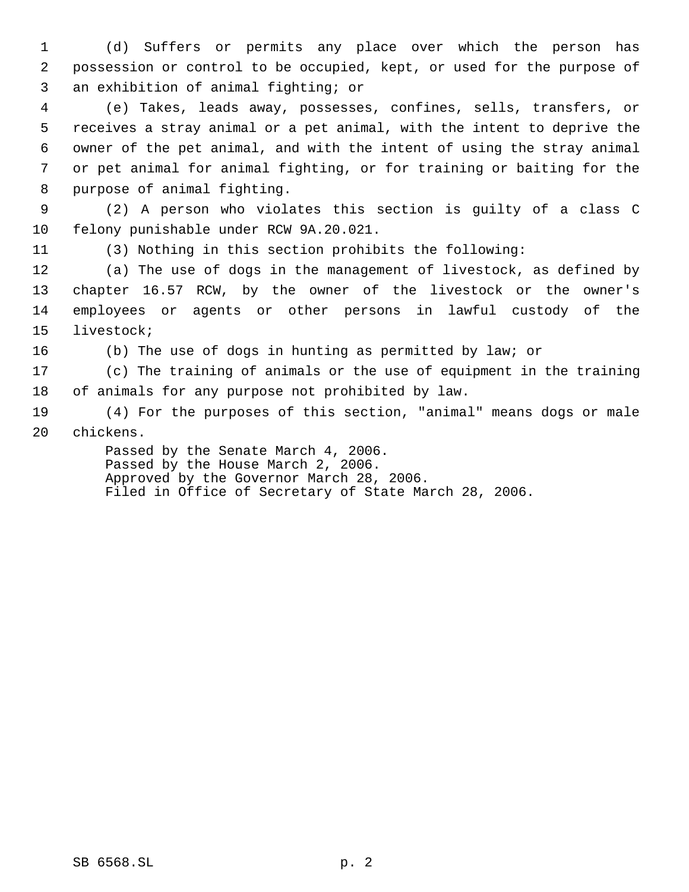(d) Suffers or permits any place over which the person has possession or control to be occupied, kept, or used for the purpose of an exhibition of animal fighting; or

(e) Takes, leads away, possesses, confines, sells, transfers, or receives a stray animal or a pet animal, with the intent to deprive the owner of the pet animal, and with the intent of using the stray animal or pet animal for animal fighting, or for training or baiting for the purpose of animal fighting.

(2) A person who violates this section is guilty of a class C felony punishable under RCW 9A.20.021.

(3) Nothing in this section prohibits the following:

(a) The use of dogs in the management of livestock, as defined by chapter 16.57 RCW, by the owner of the livestock or the owner's employees or agents or other persons in lawful custody of the livestock;

(b) The use of dogs in hunting as permitted by law; or

(c) The training of animals or the use of equipment in the training of animals for any purpose not prohibited by law.

(4) For the purposes of this section, "animal" means dogs or male chickens.

Passed by the Senate March 4, 2006.
Passed by the House March 2, 2006.
Approved by the Governor March 28, 2006.
Filed in Office of Secretary of State March 28, 2006.